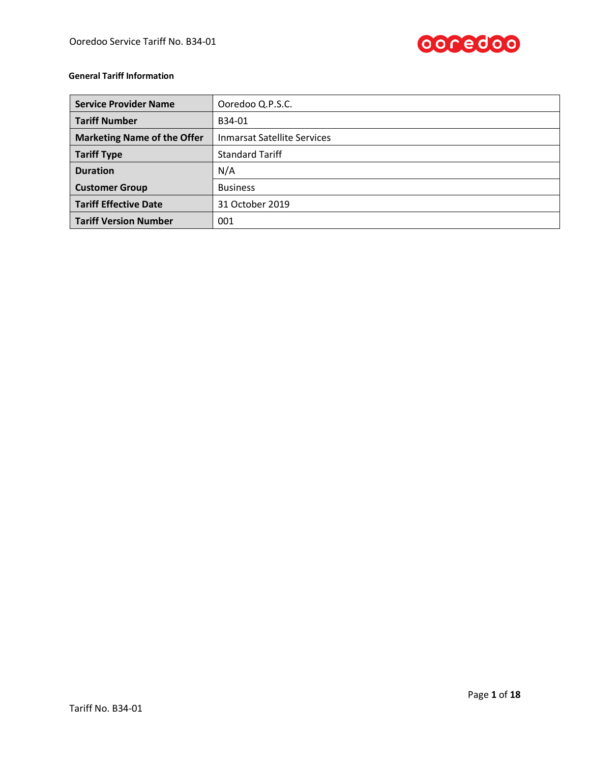**General Tariff Information**

| Service Provider Name | Ooredoo Q.P.S.C. |
|---|---|
| Tariff Number | B34-01 |
| Marketing Name of the Offer | Inmarsat Satellite Services |
| Tariff Type | Standard Tariff |
| Duration | N/A |
| Customer Group | Business |
| Tariff Effective Date | 31 October 2019 |
| Tariff Version Number | 001 |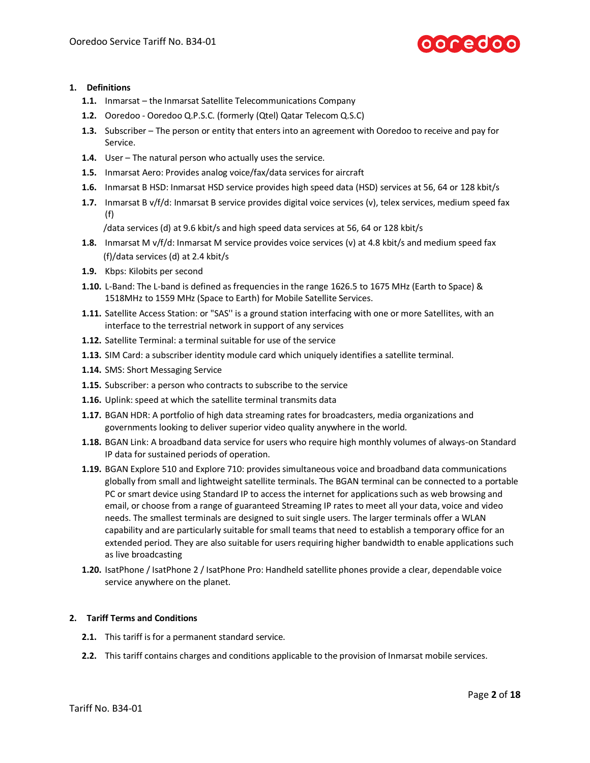## 1. Definitions

- **1.1.** Inmarsat – the Inmarsat Satellite Telecommunications Company
- **1.2.** Ooredoo - Ooredoo Q.P.S.C. (formerly (Qtel) Qatar Telecom Q.S.C)
- **1.3.** Subscriber – The person or entity that enters into an agreement with Ooredoo to receive and pay for Service.
- **1.4.** User – The natural person who actually uses the service.
- **1.5.** Inmarsat Aero: Provides analog voice/fax/data services for aircraft
- **1.6.** Inmarsat B HSD: Inmarsat HSD service provides high speed data (HSD) services at 56, 64 or 128 kbit/s
- **1.7.** Inmarsat B v/f/d: Inmarsat B service provides digital voice services (v), telex services, medium speed fax (f)
  /data services (d) at 9.6 kbit/s and high speed data services at 56, 64 or 128 kbit/s
- **1.8.** Inmarsat M v/f/d: Inmarsat M service provides voice services (v) at 4.8 kbit/s and medium speed fax (f)/data services (d) at 2.4 kbit/s
- **1.9.** Kbps: Kilobits per second
- **1.10.** L-Band: The L-band is defined as frequencies in the range 1626.5 to 1675 MHz (Earth to Space) & 1518MHz to 1559 MHz (Space to Earth) for Mobile Satellite Services.
- **1.11.** Satellite Access Station: or "SAS'' is a ground station interfacing with one or more Satellites, with an interface to the terrestrial network in support of any services
- **1.12.** Satellite Terminal: a terminal suitable for use of the service
- **1.13.** SIM Card: a subscriber identity module card which uniquely identifies a satellite terminal.
- **1.14.** SMS: Short Messaging Service
- **1.15.** Subscriber: a person who contracts to subscribe to the service
- **1.16.** Uplink: speed at which the satellite terminal transmits data
- **1.17.** BGAN HDR: A portfolio of high data streaming rates for broadcasters, media organizations and governments looking to deliver superior video quality anywhere in the world.
- **1.18.** BGAN Link: A broadband data service for users who require high monthly volumes of always-on Standard IP data for sustained periods of operation.
- **1.19.** BGAN Explore 510 and Explore 710: provides simultaneous voice and broadband data communications globally from small and lightweight satellite terminals. The BGAN terminal can be connected to a portable PC or smart device using Standard IP to access the internet for applications such as web browsing and email, or choose from a range of guaranteed Streaming IP rates to meet all your data, voice and video needs. The smallest terminals are designed to suit single users. The larger terminals offer a WLAN capability and are particularly suitable for small teams that need to establish a temporary office for an extended period. They are also suitable for users requiring higher bandwidth to enable applications such as live broadcasting
- **1.20.** IsatPhone / IsatPhone 2 / IsatPhone Pro: Handheld satellite phones provide a clear, dependable voice service anywhere on the planet.

## 2. Tariff Terms and Conditions

- **2.1.** This tariff is for a permanent standard service.
- **2.2.** This tariff contains charges and conditions applicable to the provision of Inmarsat mobile services.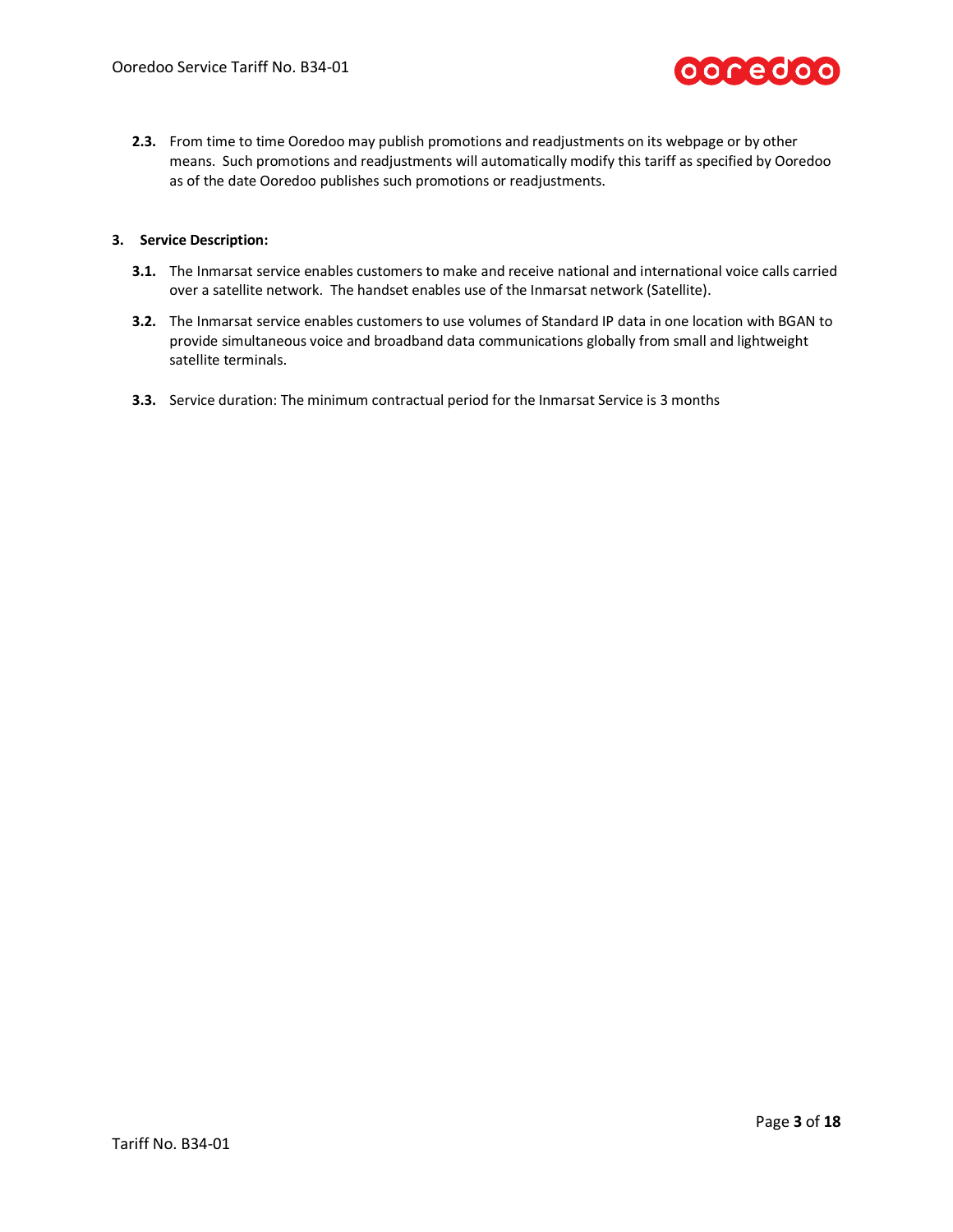**2.3.** From time to time Ooredoo may publish promotions and readjustments on its webpage or by other means. Such promotions and readjustments will automatically modify this tariff as specified by Ooredoo as of the date Ooredoo publishes such promotions or readjustments.

## 3. Service Description:

**3.1.** The Inmarsat service enables customers to make and receive national and international voice calls carried over a satellite network. The handset enables use of the Inmarsat network (Satellite).

**3.2.** The Inmarsat service enables customers to use volumes of Standard IP data in one location with BGAN to provide simultaneous voice and broadband data communications globally from small and lightweight satellite terminals.

**3.3.** Service duration: The minimum contractual period for the Inmarsat Service is 3 months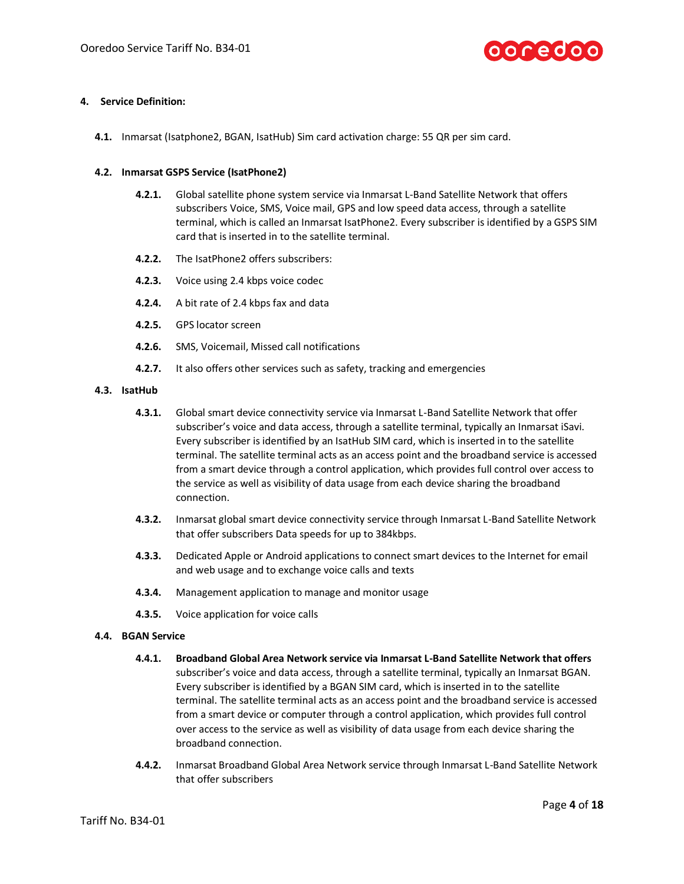## 4. Service Definition:

**4.1.** Inmarsat (Isatphone2, BGAN, IsatHub) Sim card activation charge: 55 QR per sim card.

### 4.2. Inmarsat GSPS Service (IsatPhone2)

**4.2.1.** Global satellite phone system service via Inmarsat L-Band Satellite Network that offers subscribers Voice, SMS, Voice mail, GPS and low speed data access, through a satellite terminal, which is called an Inmarsat IsatPhone2. Every subscriber is identified by a GSPS SIM card that is inserted in to the satellite terminal.

**4.2.2.** The IsatPhone2 offers subscribers:

**4.2.3.** Voice using 2.4 kbps voice codec

**4.2.4.** A bit rate of 2.4 kbps fax and data

**4.2.5.** GPS locator screen

**4.2.6.** SMS, Voicemail, Missed call notifications

**4.2.7.** It also offers other services such as safety, tracking and emergencies

### 4.3. IsatHub

**4.3.1.** Global smart device connectivity service via Inmarsat L-Band Satellite Network that offer subscriber's voice and data access, through a satellite terminal, typically an Inmarsat iSavi. Every subscriber is identified by an IsatHub SIM card, which is inserted in to the satellite terminal. The satellite terminal acts as an access point and the broadband service is accessed from a smart device through a control application, which provides full control over access to the service as well as visibility of data usage from each device sharing the broadband connection.

**4.3.2.** Inmarsat global smart device connectivity service through Inmarsat L-Band Satellite Network that offer subscribers Data speeds for up to 384kbps.

**4.3.3.** Dedicated Apple or Android applications to connect smart devices to the Internet for email and web usage and to exchange voice calls and texts

**4.3.4.** Management application to manage and monitor usage

**4.3.5.** Voice application for voice calls

### 4.4. BGAN Service

**4.4.1.** **Broadband Global Area Network service via Inmarsat L-Band Satellite Network that offers** subscriber's voice and data access, through a satellite terminal, typically an Inmarsat BGAN. Every subscriber is identified by a BGAN SIM card, which is inserted in to the satellite terminal. The satellite terminal acts as an access point and the broadband service is accessed from a smart device or computer through a control application, which provides full control over access to the service as well as visibility of data usage from each device sharing the broadband connection.

**4.4.2.** Inmarsat Broadband Global Area Network service through Inmarsat L-Band Satellite Network that offer subscribers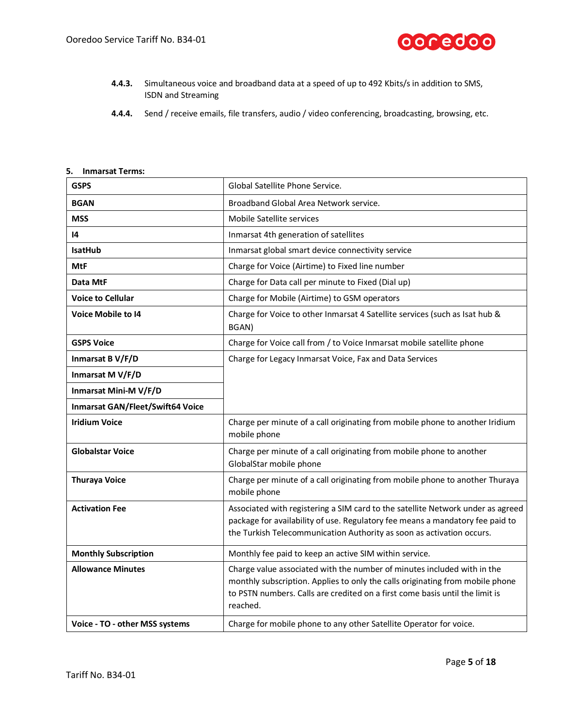4.4.3. Simultaneous voice and broadband data at a speed of up to 492 Kbits/s in addition to SMS, ISDN and Streaming

4.4.4. Send / receive emails, file transfers, audio / video conferencing, broadcasting, browsing, etc.

## 5. Inmarsat Terms:

| | |
|---|---|
| **GSPS** | Global Satellite Phone Service. |
| **BGAN** | Broadband Global Area Network service. |
| **MSS** | Mobile Satellite services |
| **I4** | Inmarsat 4th generation of satellites |
| **IsatHub** | Inmarsat global smart device connectivity service |
| **MtF** | Charge for Voice (Airtime) to Fixed line number |
| **Data MtF** | Charge for Data call per minute to Fixed (Dial up) |
| **Voice to Cellular** | Charge for Mobile (Airtime) to GSM operators |
| **Voice Mobile to I4** | Charge for Voice to other Inmarsat 4 Satellite services (such as Isat hub & BGAN) |
| **GSPS Voice** | Charge for Voice call from / to Voice Inmarsat mobile satellite phone |
| **Inmarsat B V/F/D** | Charge for Legacy Inmarsat Voice, Fax and Data Services |
| **Inmarsat M V/F/D** | |
| **Inmarsat Mini-M V/F/D** | |
| **Inmarsat GAN/Fleet/Swift64 Voice** | |
| **Iridium Voice** | Charge per minute of a call originating from mobile phone to another Iridium mobile phone |
| **Globalstar Voice** | Charge per minute of a call originating from mobile phone to another GlobalStar mobile phone |
| **Thuraya Voice** | Charge per minute of a call originating from mobile phone to another Thuraya mobile phone |
| **Activation Fee** | Associated with registering a SIM card to the satellite Network under as agreed package for availability of use. Regulatory fee means a mandatory fee paid to the Turkish Telecommunication Authority as soon as activation occurs. |
| **Monthly Subscription** | Monthly fee paid to keep an active SIM within service. |
| **Allowance Minutes** | Charge value associated with the number of minutes included with in the monthly subscription. Applies to only the calls originating from mobile phone to PSTN numbers. Calls are credited on a first come basis until the limit is reached. |
| **Voice - TO - other MSS systems** | Charge for mobile phone to any other Satellite Operator for voice. |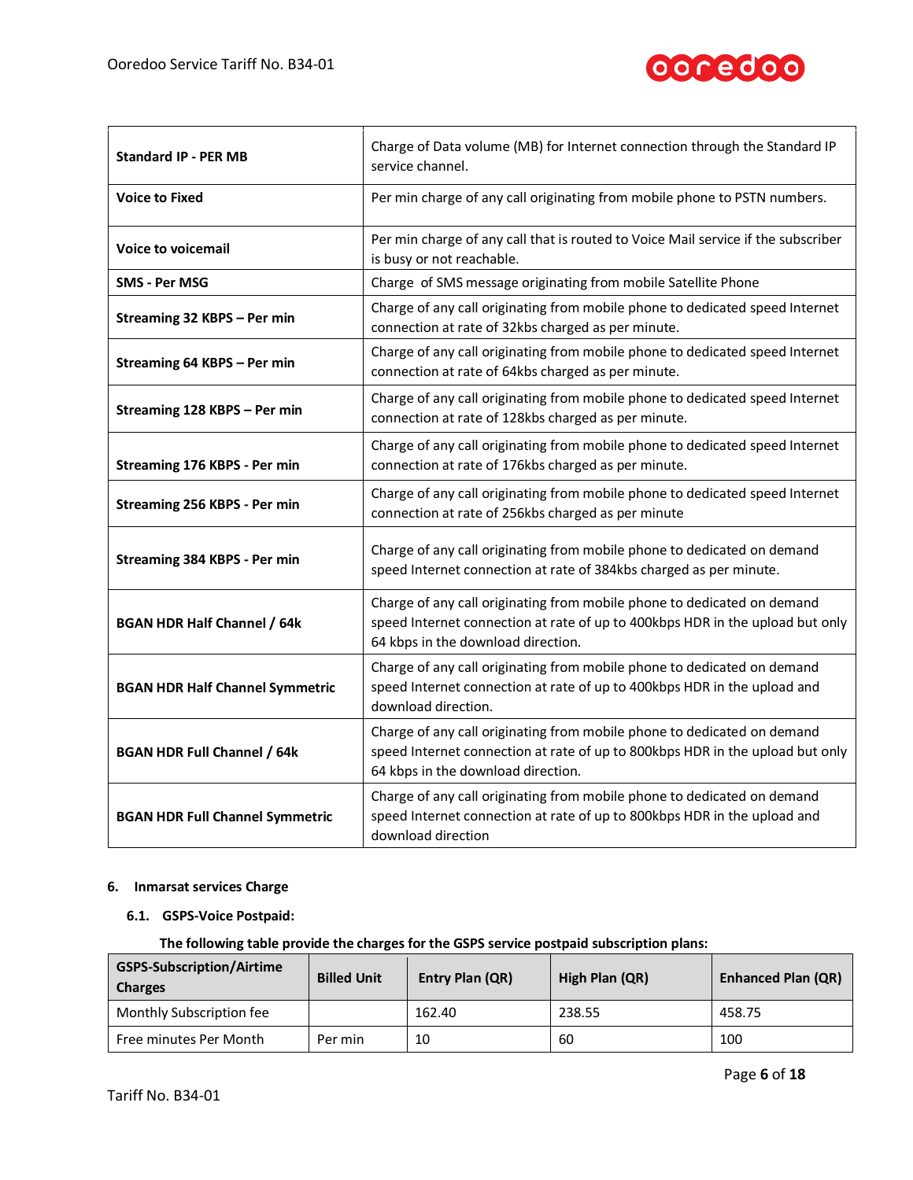| | |
|---|---|
| **Standard IP - PER MB** | Charge of Data volume (MB) for Internet connection through the Standard IP service channel. |
| **Voice to Fixed** | Per min charge of any call originating from mobile phone to PSTN numbers. |
| **Voice to voicemail** | Per min charge of any call that is routed to Voice Mail service if the subscriber is busy or not reachable. |
| **SMS - Per MSG** | Charge of SMS message originating from mobile Satellite Phone |
| **Streaming 32 KBPS – Per min** | Charge of any call originating from mobile phone to dedicated speed Internet connection at rate of 32kbs charged as per minute. |
| **Streaming 64 KBPS – Per min** | Charge of any call originating from mobile phone to dedicated speed Internet connection at rate of 64kbs charged as per minute. |
| **Streaming 128 KBPS – Per min** | Charge of any call originating from mobile phone to dedicated speed Internet connection at rate of 128kbs charged as per minute. |
| **Streaming 176 KBPS - Per min** | Charge of any call originating from mobile phone to dedicated speed Internet connection at rate of 176kbs charged as per minute. |
| **Streaming 256 KBPS - Per min** | Charge of any call originating from mobile phone to dedicated speed Internet connection at rate of 256kbs charged as per minute |
| **Streaming 384 KBPS - Per min** | Charge of any call originating from mobile phone to dedicated on demand speed Internet connection at rate of 384kbs charged as per minute. |
| **BGAN HDR Half Channel / 64k** | Charge of any call originating from mobile phone to dedicated on demand speed Internet connection at rate of up to 400kbps HDR in the upload but only 64 kbps in the download direction. |
| **BGAN HDR Half Channel Symmetric** | Charge of any call originating from mobile phone to dedicated on demand speed Internet connection at rate of up to 400kbps HDR in the upload and download direction. |
| **BGAN HDR Full Channel / 64k** | Charge of any call originating from mobile phone to dedicated on demand speed Internet connection at rate of up to 800kbps HDR in the upload but only 64 kbps in the download direction. |
| **BGAN HDR Full Channel Symmetric** | Charge of any call originating from mobile phone to dedicated on demand speed Internet connection at rate of up to 800kbps HDR in the upload and download direction |

## 6. Inmarsat services Charge

### 6.1. GSPS-Voice Postpaid:

**The following table provide the charges for the GSPS service postpaid subscription plans:**

| GSPS-Subscription/Airtime Charges | Billed Unit | Entry Plan (QR) | High Plan (QR) | Enhanced Plan (QR) |
|---|---|---|---|---|
| Monthly Subscription fee | | 162.40 | 238.55 | 458.75 |
| Free minutes Per Month | Per min | 10 | 60 | 100 |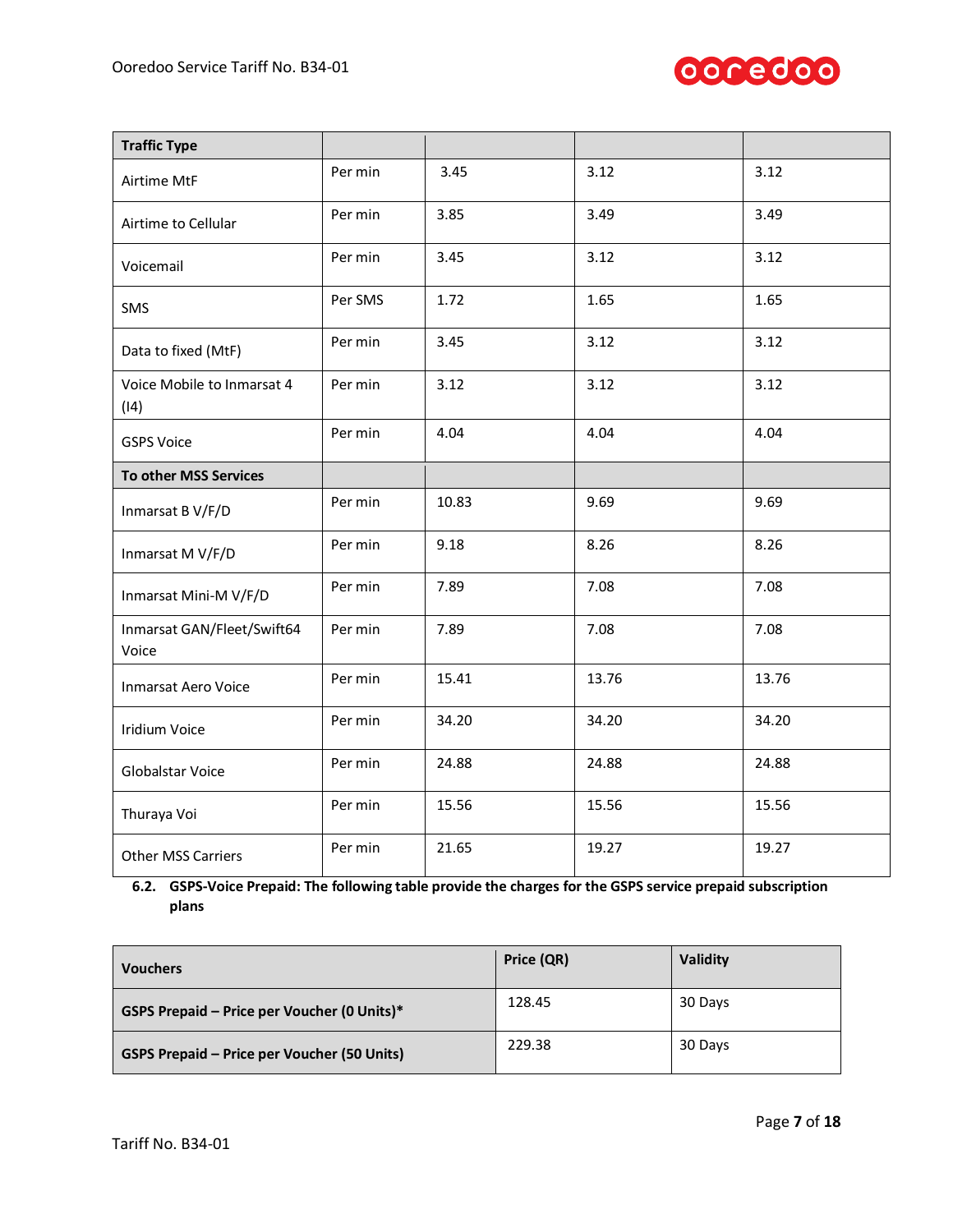| Traffic Type | | | | |
|---|---|---|---|---|
| Airtime MtF | Per min | 3.45 | 3.12 | 3.12 |
| Airtime to Cellular | Per min | 3.85 | 3.49 | 3.49 |
| Voicemail | Per min | 3.45 | 3.12 | 3.12 |
| SMS | Per SMS | 1.72 | 1.65 | 1.65 |
| Data to fixed (MtF) | Per min | 3.45 | 3.12 | 3.12 |
| Voice Mobile to Inmarsat 4 (I4) | Per min | 3.12 | 3.12 | 3.12 |
| GSPS Voice | Per min | 4.04 | 4.04 | 4.04 |
| **To other MSS Services** | | | | |
| Inmarsat B V/F/D | Per min | 10.83 | 9.69 | 9.69 |
| Inmarsat M V/F/D | Per min | 9.18 | 8.26 | 8.26 |
| Inmarsat Mini-M V/F/D | Per min | 7.89 | 7.08 | 7.08 |
| Inmarsat GAN/Fleet/Swift64 Voice | Per min | 7.89 | 7.08 | 7.08 |
| Inmarsat Aero Voice | Per min | 15.41 | 13.76 | 13.76 |
| Iridium Voice | Per min | 34.20 | 34.20 | 34.20 |
| Globalstar Voice | Per min | 24.88 | 24.88 | 24.88 |
| Thuraya Voi | Per min | 15.56 | 15.56 | 15.56 |
| Other MSS Carriers | Per min | 21.65 | 19.27 | 19.27 |

**6.2. GSPS-Voice Prepaid: The following table provide the charges for the GSPS service prepaid subscription plans**

| Vouchers | Price (QR) | Validity |
|---|---|---|
| **GSPS Prepaid – Price per Voucher (0 Units)*** | 128.45 | 30 Days |
| **GSPS Prepaid – Price per Voucher (50 Units)** | 229.38 | 30 Days |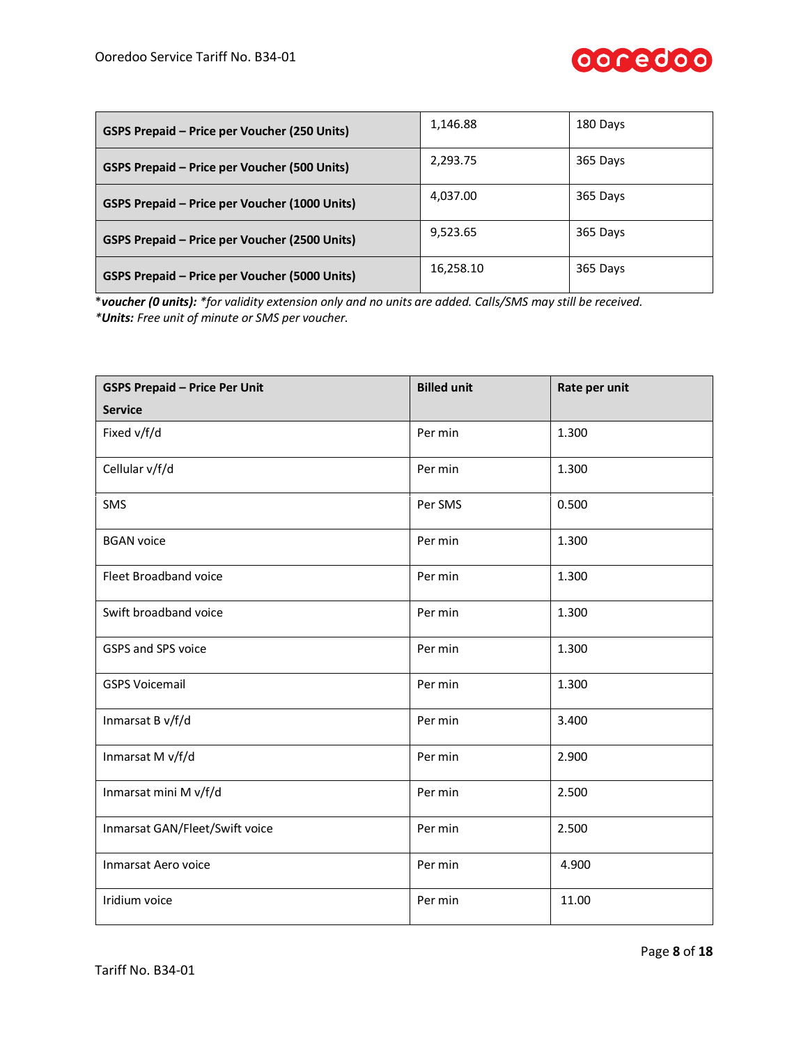| GSPS Prepaid – Price per Voucher (250 Units) | 1,146.88 | 180 Days |
|---|---|---|
| **GSPS Prepaid – Price per Voucher (500 Units)** | 2,293.75 | 365 Days |
| **GSPS Prepaid – Price per Voucher (1000 Units)** | 4,037.00 | 365 Days |
| **GSPS Prepaid – Price per Voucher (2500 Units)** | 9,523.65 | 365 Days |
| **GSPS Prepaid – Price per Voucher (5000 Units)** | 16,258.10 | 365 Days |

*\*voucher (0 units): \*for validity extension only and no units are added. Calls/SMS may still be received.*
*\*Units: Free unit of minute or SMS per voucher.*

| GSPS Prepaid – Price Per Unit Service | Billed unit | Rate per unit |
|---|---|---|
| Fixed v/f/d | Per min | 1.300 |
| Cellular v/f/d | Per min | 1.300 |
| SMS | Per SMS | 0.500 |
| BGAN voice | Per min | 1.300 |
| Fleet Broadband voice | Per min | 1.300 |
| Swift broadband voice | Per min | 1.300 |
| GSPS and SPS voice | Per min | 1.300 |
| GSPS Voicemail | Per min | 1.300 |
| Inmarsat B v/f/d | Per min | 3.400 |
| Inmarsat M v/f/d | Per min | 2.900 |
| Inmarsat mini M v/f/d | Per min | 2.500 |
| Inmarsat GAN/Fleet/Swift voice | Per min | 2.500 |
| Inmarsat Aero voice | Per min | 4.900 |
| Iridium voice | Per min | 11.00 |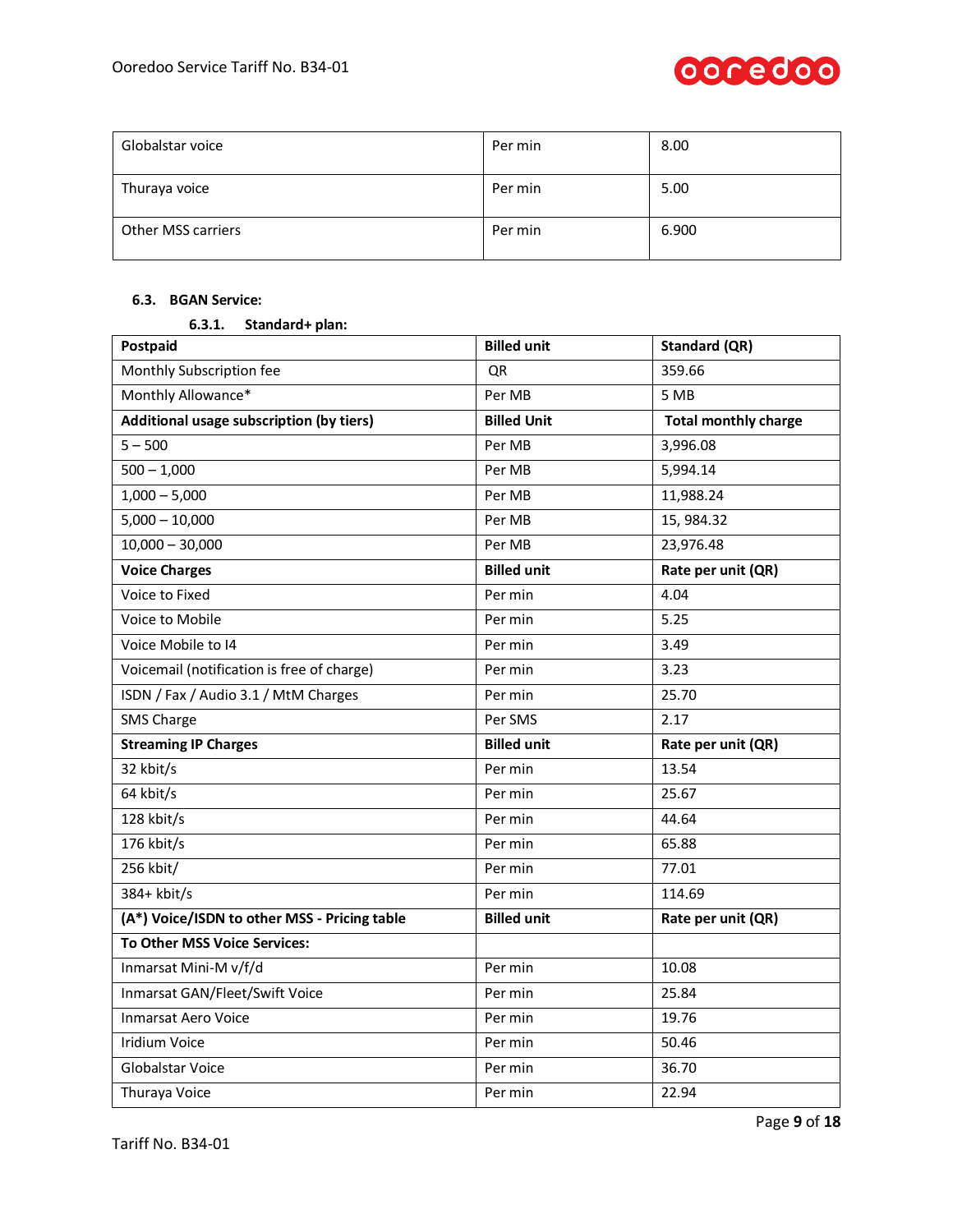| Globalstar voice | Per min | 8.00 |
|---|---|---|
| Thuraya voice | Per min | 5.00 |
| Other MSS carriers | Per min | 6.900 |

#### 6.3. BGAN Service:

##### 6.3.1. Standard+ plan:

| Postpaid | Billed unit | Standard (QR) |
|---|---|---|
| Monthly Subscription fee | QR | 359.66 |
| Monthly Allowance* | Per MB | 5 MB |
| **Additional usage subscription (by tiers)** | **Billed Unit** | **Total monthly charge** |
| 5 – 500 | Per MB | 3,996.08 |
| 500 – 1,000 | Per MB | 5,994.14 |
| 1,000 – 5,000 | Per MB | 11,988.24 |
| 5,000 – 10,000 | Per MB | 15, 984.32 |
| 10,000 – 30,000 | Per MB | 23,976.48 |
| **Voice Charges** | **Billed unit** | **Rate per unit (QR)** |
| Voice to Fixed | Per min | 4.04 |
| Voice to Mobile | Per min | 5.25 |
| Voice Mobile to I4 | Per min | 3.49 |
| Voicemail (notification is free of charge) | Per min | 3.23 |
| ISDN / Fax / Audio 3.1 / MtM Charges | Per min | 25.70 |
| SMS Charge | Per SMS | 2.17 |
| **Streaming IP Charges** | **Billed unit** | **Rate per unit (QR)** |
| 32 kbit/s | Per min | 13.54 |
| 64 kbit/s | Per min | 25.67 |
| 128 kbit/s | Per min | 44.64 |
| 176 kbit/s | Per min | 65.88 |
| 256 kbit/ | Per min | 77.01 |
| 384+ kbit/s | Per min | 114.69 |
| **(A*) Voice/ISDN to other MSS - Pricing table** | **Billed unit** | **Rate per unit (QR)** |
| **To Other MSS Voice Services:** | | |
| Inmarsat Mini-M v/f/d | Per min | 10.08 |
| Inmarsat GAN/Fleet/Swift Voice | Per min | 25.84 |
| Inmarsat Aero Voice | Per min | 19.76 |
| Iridium Voice | Per min | 50.46 |
| Globalstar Voice | Per min | 36.70 |
| Thuraya Voice | Per min | 22.94 |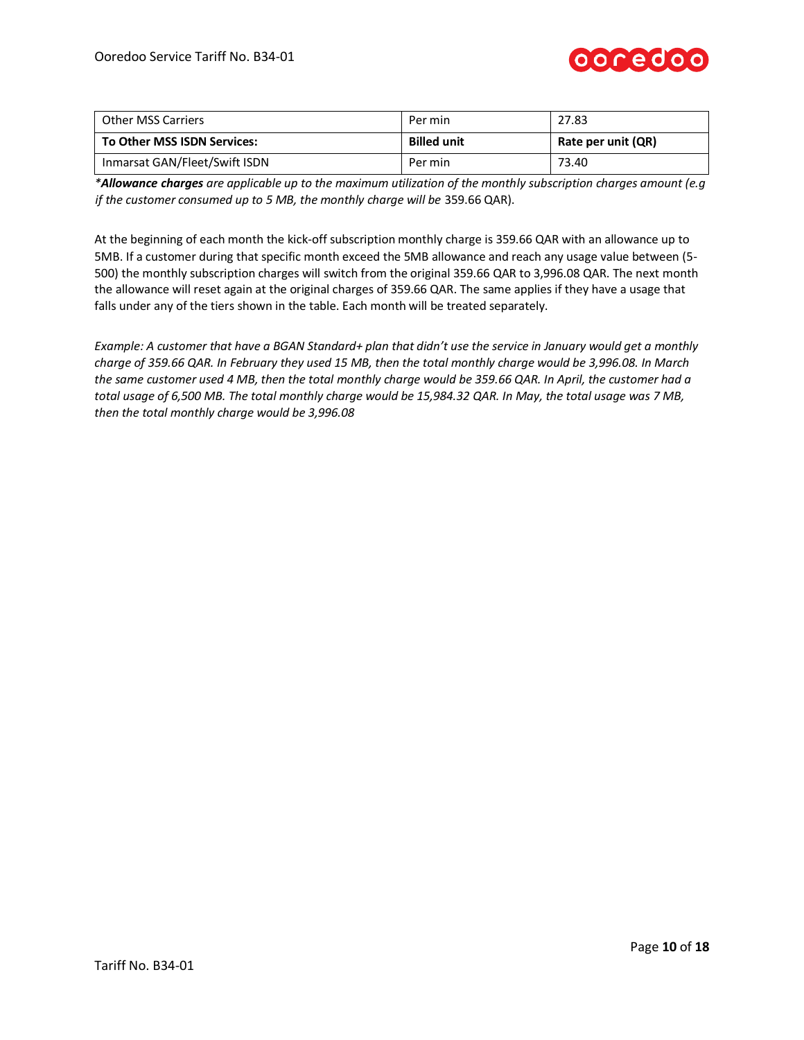| Other MSS Carriers | Per min | 27.83 |
|---|---|---|
| **To Other MSS ISDN Services:** | **Billed unit** | **Rate per unit (QR)** |
| Inmarsat GAN/Fleet/Swift ISDN | Per min | 73.40 |

**Allowance charges* are applicable up to the maximum utilization of the monthly subscription charges amount (e.g if the customer consumed up to 5 MB, the monthly charge will be* 359.66 QAR).

At the beginning of each month the kick-off subscription monthly charge is 359.66 QAR with an allowance up to 5MB. If a customer during that specific month exceed the 5MB allowance and reach any usage value between (5-500) the monthly subscription charges will switch from the original 359.66 QAR to 3,996.08 QAR. The next month the allowance will reset again at the original charges of 359.66 QAR. The same applies if they have a usage that falls under any of the tiers shown in the table. Each month will be treated separately.

*Example: A customer that have a BGAN Standard+ plan that didn't use the service in January would get a monthly charge of 359.66 QAR. In February they used 15 MB, then the total monthly charge would be 3,996.08. In March the same customer used 4 MB, then the total monthly charge would be 359.66 QAR. In April, the customer had a total usage of 6,500 MB. The total monthly charge would be 15,984.32 QAR. In May, the total usage was 7 MB, then the total monthly charge would be 3,996.08*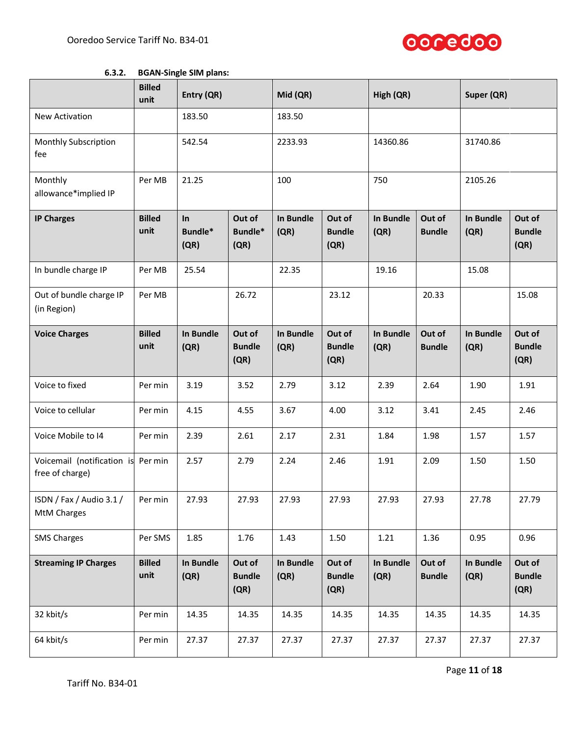#### 6.3.2. BGAN-Single SIM plans:

| | Billed unit | Entry (QR) | | Mid (QR) | | High (QR) | | Super (QR) | |
|---|---|---|---|---|---|---|---|---|---|
| New Activation | | 183.50 | | 183.50 | | | | | |
| Monthly Subscription fee | | 542.54 | | 2233.93 | | 14360.86 | | 31740.86 | |
| Monthly allowance*implied IP | Per MB | 21.25 | | 100 | | 750 | | 2105.26 | |
| **IP Charges** | **Billed unit** | **In Bundle* (QR)** | **Out of Bundle* (QR)** | **In Bundle (QR)** | **Out of Bundle (QR)** | **In Bundle (QR)** | **Out of Bundle** | **In Bundle (QR)** | **Out of Bundle (QR)** |
| In bundle charge IP | Per MB | 25.54 | | 22.35 | | 19.16 | | 15.08 | |
| Out of bundle charge IP (in Region) | Per MB | | 26.72 | | 23.12 | | 20.33 | | 15.08 |
| **Voice Charges** | **Billed unit** | **In Bundle (QR)** | **Out of Bundle (QR)** | **In Bundle (QR)** | **Out of Bundle (QR)** | **In Bundle (QR)** | **Out of Bundle** | **In Bundle (QR)** | **Out of Bundle (QR)** |
| Voice to fixed | Per min | 3.19 | 3.52 | 2.79 | 3.12 | 2.39 | 2.64 | 1.90 | 1.91 |
| Voice to cellular | Per min | 4.15 | 4.55 | 3.67 | 4.00 | 3.12 | 3.41 | 2.45 | 2.46 |
| Voice Mobile to I4 | Per min | 2.39 | 2.61 | 2.17 | 2.31 | 1.84 | 1.98 | 1.57 | 1.57 |
| Voicemail (notification is free of charge) | Per min | 2.57 | 2.79 | 2.24 | 2.46 | 1.91 | 2.09 | 1.50 | 1.50 |
| ISDN / Fax / Audio 3.1 / MtM Charges | Per min | 27.93 | 27.93 | 27.93 | 27.93 | 27.93 | 27.93 | 27.78 | 27.79 |
| SMS Charges | Per SMS | 1.85 | 1.76 | 1.43 | 1.50 | 1.21 | 1.36 | 0.95 | 0.96 |
| **Streaming IP Charges** | **Billed unit** | **In Bundle (QR)** | **Out of Bundle (QR)** | **In Bundle (QR)** | **Out of Bundle (QR)** | **In Bundle (QR)** | **Out of Bundle** | **In Bundle (QR)** | **Out of Bundle (QR)** |
| 32 kbit/s | Per min | 14.35 | 14.35 | 14.35 | 14.35 | 14.35 | 14.35 | 14.35 | 14.35 |
| 64 kbit/s | Per min | 27.37 | 27.37 | 27.37 | 27.37 | 27.37 | 27.37 | 27.37 | 27.37 |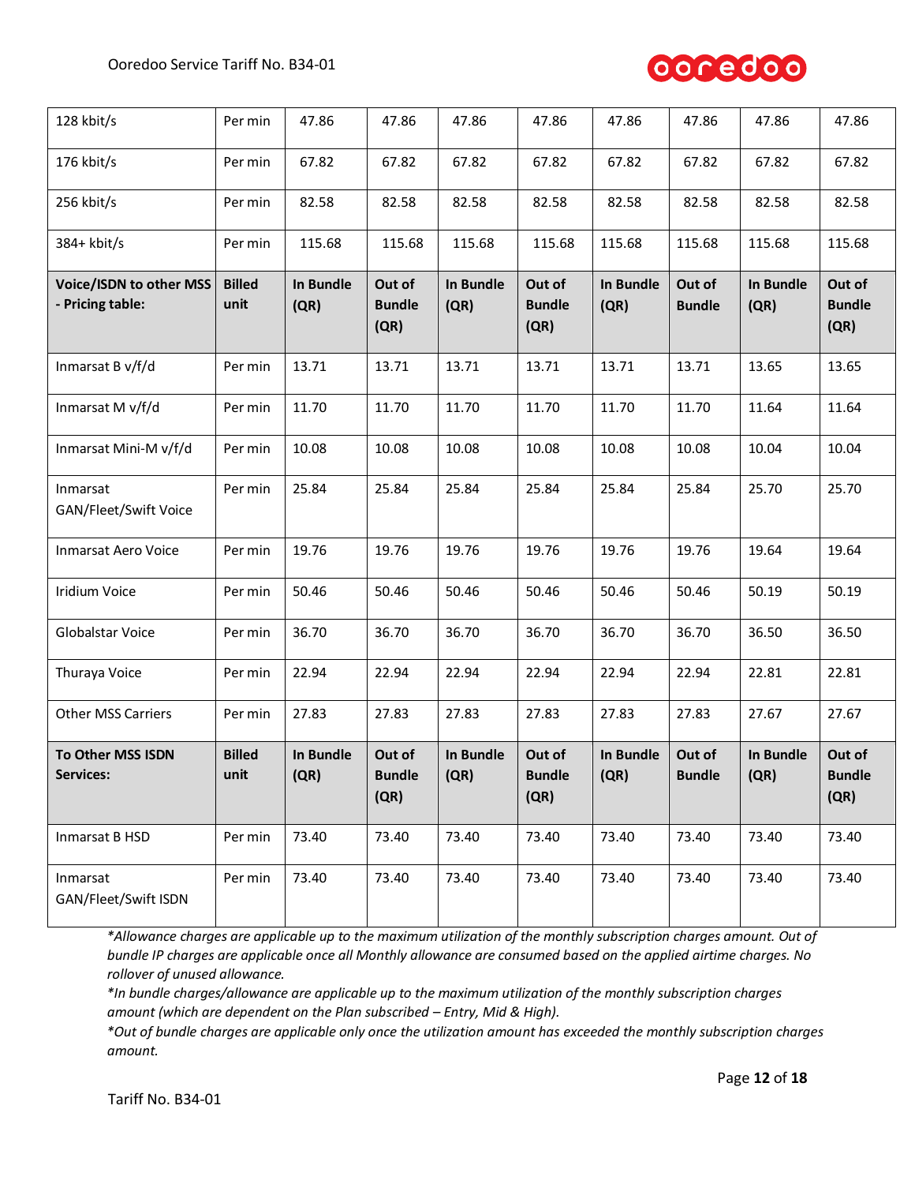| 128 kbit/s | Per min | 47.86 | 47.86 | 47.86 | 47.86 | 47.86 | 47.86 | 47.86 | 47.86 |
|---|---|---|---|---|---|---|---|---|---|
| 176 kbit/s | Per min | 67.82 | 67.82 | 67.82 | 67.82 | 67.82 | 67.82 | 67.82 | 67.82 |
| 256 kbit/s | Per min | 82.58 | 82.58 | 82.58 | 82.58 | 82.58 | 82.58 | 82.58 | 82.58 |
| 384+ kbit/s | Per min | 115.68 | 115.68 | 115.68 | 115.68 | 115.68 | 115.68 | 115.68 | 115.68 |
| **Voice/ISDN to other MSS - Pricing table:** | **Billed unit** | **In Bundle (QR)** | **Out of Bundle (QR)** | **In Bundle (QR)** | **Out of Bundle (QR)** | **In Bundle (QR)** | **Out of Bundle** | **In Bundle (QR)** | **Out of Bundle (QR)** |
| Inmarsat B v/f/d | Per min | 13.71 | 13.71 | 13.71 | 13.71 | 13.71 | 13.71 | 13.65 | 13.65 |
| Inmarsat M v/f/d | Per min | 11.70 | 11.70 | 11.70 | 11.70 | 11.70 | 11.70 | 11.64 | 11.64 |
| Inmarsat Mini-M v/f/d | Per min | 10.08 | 10.08 | 10.08 | 10.08 | 10.08 | 10.08 | 10.04 | 10.04 |
| Inmarsat GAN/Fleet/Swift Voice | Per min | 25.84 | 25.84 | 25.84 | 25.84 | 25.84 | 25.84 | 25.70 | 25.70 |
| Inmarsat Aero Voice | Per min | 19.76 | 19.76 | 19.76 | 19.76 | 19.76 | 19.76 | 19.64 | 19.64 |
| Iridium Voice | Per min | 50.46 | 50.46 | 50.46 | 50.46 | 50.46 | 50.46 | 50.19 | 50.19 |
| Globalstar Voice | Per min | 36.70 | 36.70 | 36.70 | 36.70 | 36.70 | 36.70 | 36.50 | 36.50 |
| Thuraya Voice | Per min | 22.94 | 22.94 | 22.94 | 22.94 | 22.94 | 22.94 | 22.81 | 22.81 |
| Other MSS Carriers | Per min | 27.83 | 27.83 | 27.83 | 27.83 | 27.83 | 27.83 | 27.67 | 27.67 |
| **To Other MSS ISDN Services:** | **Billed unit** | **In Bundle (QR)** | **Out of Bundle (QR)** | **In Bundle (QR)** | **Out of Bundle (QR)** | **In Bundle (QR)** | **Out of Bundle** | **In Bundle (QR)** | **Out of Bundle (QR)** |
| Inmarsat B HSD | Per min | 73.40 | 73.40 | 73.40 | 73.40 | 73.40 | 73.40 | 73.40 | 73.40 |
| Inmarsat GAN/Fleet/Swift ISDN | Per min | 73.40 | 73.40 | 73.40 | 73.40 | 73.40 | 73.40 | 73.40 | 73.40 |

*\*Allowance charges are applicable up to the maximum utilization of the monthly subscription charges amount. Out of bundle IP charges are applicable once all Monthly allowance are consumed based on the applied airtime charges. No rollover of unused allowance.*

*\*In bundle charges/allowance are applicable up to the maximum utilization of the monthly subscription charges amount (which are dependent on the Plan subscribed – Entry, Mid & High).*

*\*Out of bundle charges are applicable only once the utilization amount has exceeded the monthly subscription charges amount.*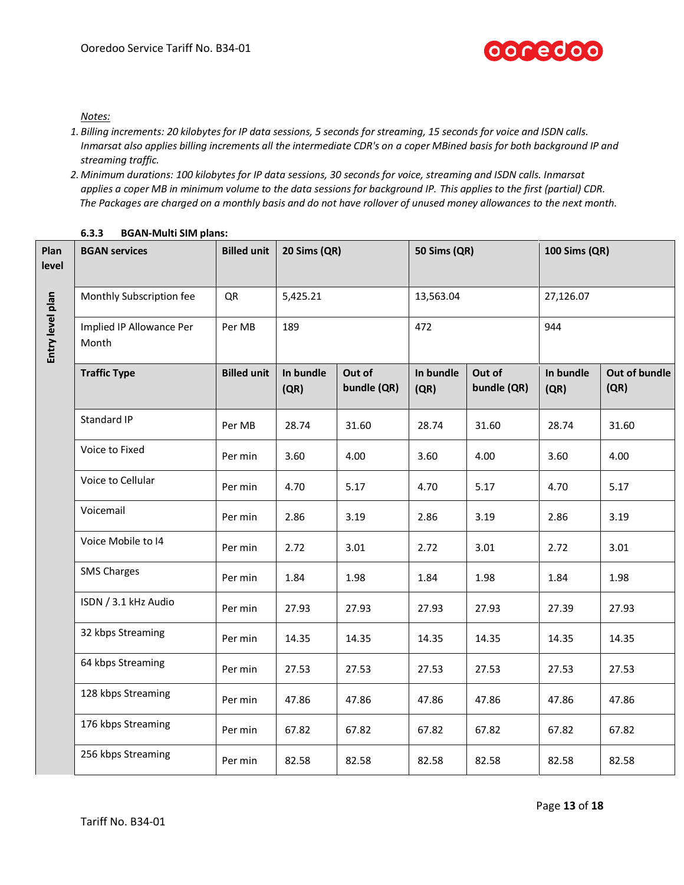*Notes:*

1. *Billing increments: 20 kilobytes for IP data sessions, 5 seconds for streaming, 15 seconds for voice and ISDN calls. Inmarsat also applies billing increments all the intermediate CDR's on a coper MBined basis for both background IP and streaming traffic.*
2. *Minimum durations: 100 kilobytes for IP data sessions, 30 seconds for voice, streaming and ISDN calls. Inmarsat applies a coper MB in minimum volume to the data sessions for background IP. This applies to the first (partial) CDR. The Packages are charged on a monthly basis and do not have rollover of unused money allowances to the next month.*

### 6.3.3 BGAN-Multi SIM plans:

| Plan level | BGAN services | Billed unit | 20 Sims (QR) | | 50 Sims (QR) | | 100 Sims (QR) | |
|---|---|---|---|---|---|---|---|---|
| Entry level plan | Monthly Subscription fee | QR | 5,425.21 | | 13,563.04 | | 27,126.07 | |
| | Implied IP Allowance Per Month | Per MB | 189 | | 472 | | 944 | |
| | **Traffic Type** | **Billed unit** | **In bundle (QR)** | **Out of bundle (QR)** | **In bundle (QR)** | **Out of bundle (QR)** | **In bundle (QR)** | **Out of bundle (QR)** |
| | Standard IP | Per MB | 28.74 | 31.60 | 28.74 | 31.60 | 28.74 | 31.60 |
| | Voice to Fixed | Per min | 3.60 | 4.00 | 3.60 | 4.00 | 3.60 | 4.00 |
| | Voice to Cellular | Per min | 4.70 | 5.17 | 4.70 | 5.17 | 4.70 | 5.17 |
| | Voicemail | Per min | 2.86 | 3.19 | 2.86 | 3.19 | 2.86 | 3.19 |
| | Voice Mobile to I4 | Per min | 2.72 | 3.01 | 2.72 | 3.01 | 2.72 | 3.01 |
| | SMS Charges | Per min | 1.84 | 1.98 | 1.84 | 1.98 | 1.84 | 1.98 |
| | ISDN / 3.1 kHz Audio | Per min | 27.93 | 27.93 | 27.93 | 27.93 | 27.39 | 27.93 |
| | 32 kbps Streaming | Per min | 14.35 | 14.35 | 14.35 | 14.35 | 14.35 | 14.35 |
| | 64 kbps Streaming | Per min | 27.53 | 27.53 | 27.53 | 27.53 | 27.53 | 27.53 |
| | 128 kbps Streaming | Per min | 47.86 | 47.86 | 47.86 | 47.86 | 47.86 | 47.86 |
| | 176 kbps Streaming | Per min | 67.82 | 67.82 | 67.82 | 67.82 | 67.82 | 67.82 |
| | 256 kbps Streaming | Per min | 82.58 | 82.58 | 82.58 | 82.58 | 82.58 | 82.58 |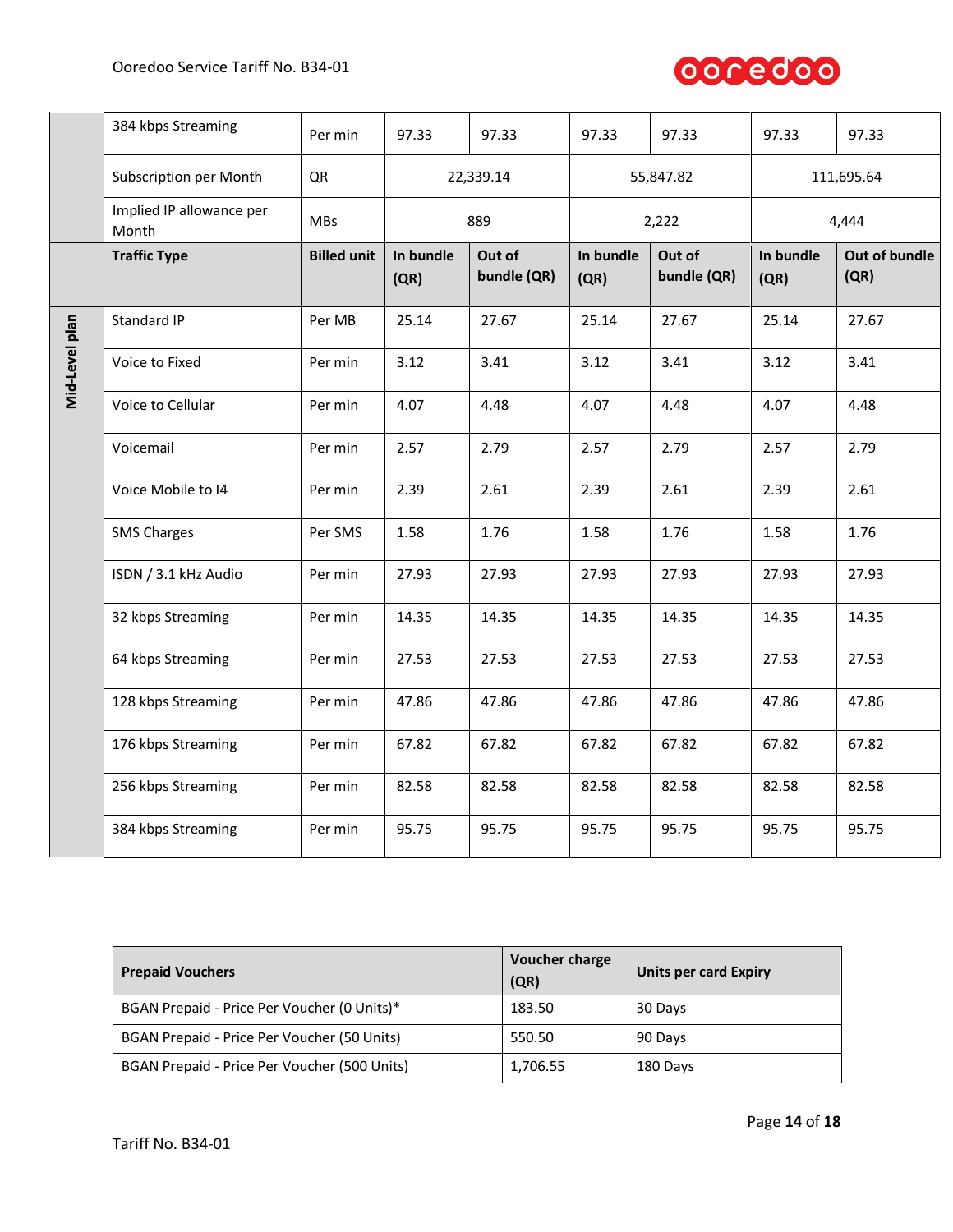| | 384 kbps Streaming | Per min | 97.33 | 97.33 | 97.33 | 97.33 | 97.33 | 97.33 |
|---|---|---|---|---|---|---|---|---|
| | Subscription per Month | QR | 22,339.14 | | 55,847.82 | | 111,695.64 | |
| | Implied IP allowance per Month | MBs | 889 | | 2,222 | | 4,444 | |
| | **Traffic Type** | **Billed unit** | **In bundle (QR)** | **Out of bundle (QR)** | **In bundle (QR)** | **Out of bundle (QR)** | **In bundle (QR)** | **Out of bundle (QR)** |
| **Mid-Level plan** | Standard IP | Per MB | 25.14 | 27.67 | 25.14 | 27.67 | 25.14 | 27.67 |
| | Voice to Fixed | Per min | 3.12 | 3.41 | 3.12 | 3.41 | 3.12 | 3.41 |
| | Voice to Cellular | Per min | 4.07 | 4.48 | 4.07 | 4.48 | 4.07 | 4.48 |
| | Voicemail | Per min | 2.57 | 2.79 | 2.57 | 2.79 | 2.57 | 2.79 |
| | Voice Mobile to I4 | Per min | 2.39 | 2.61 | 2.39 | 2.61 | 2.39 | 2.61 |
| | SMS Charges | Per SMS | 1.58 | 1.76 | 1.58 | 1.76 | 1.58 | 1.76 |
| | ISDN / 3.1 kHz Audio | Per min | 27.93 | 27.93 | 27.93 | 27.93 | 27.93 | 27.93 |
| | 32 kbps Streaming | Per min | 14.35 | 14.35 | 14.35 | 14.35 | 14.35 | 14.35 |
| | 64 kbps Streaming | Per min | 27.53 | 27.53 | 27.53 | 27.53 | 27.53 | 27.53 |
| | 128 kbps Streaming | Per min | 47.86 | 47.86 | 47.86 | 47.86 | 47.86 | 47.86 |
| | 176 kbps Streaming | Per min | 67.82 | 67.82 | 67.82 | 67.82 | 67.82 | 67.82 |
| | 256 kbps Streaming | Per min | 82.58 | 82.58 | 82.58 | 82.58 | 82.58 | 82.58 |
| | 384 kbps Streaming | Per min | 95.75 | 95.75 | 95.75 | 95.75 | 95.75 | 95.75 |

| **Prepaid Vouchers** | **Voucher charge (QR)** | **Units per card Expiry** |
|---|---|---|
| BGAN Prepaid - Price Per Voucher (0 Units)* | 183.50 | 30 Days |
| BGAN Prepaid - Price Per Voucher (50 Units) | 550.50 | 90 Days |
| BGAN Prepaid - Price Per Voucher (500 Units) | 1,706.55 | 180 Days |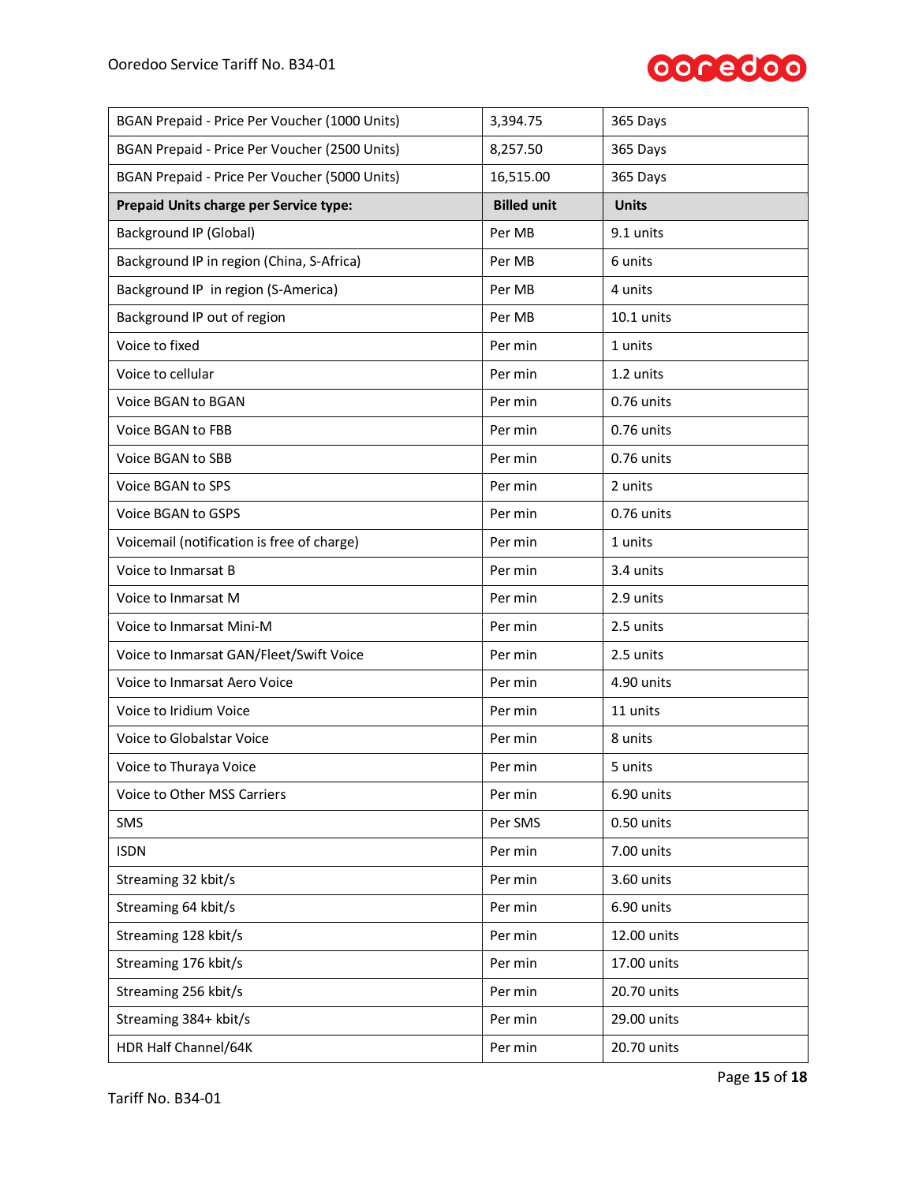| BGAN Prepaid - Price Per Voucher (1000 Units) | 3,394.75 | 365 Days |
|---|---|---|
| BGAN Prepaid - Price Per Voucher (2500 Units) | 8,257.50 | 365 Days |
| BGAN Prepaid - Price Per Voucher (5000 Units) | 16,515.00 | 365 Days |
| **Prepaid Units charge per Service type:** | **Billed unit** | **Units** |
| Background IP (Global) | Per MB | 9.1 units |
| Background IP in region (China, S-Africa) | Per MB | 6 units |
| Background IP in region (S-America) | Per MB | 4 units |
| Background IP out of region | Per MB | 10.1 units |
| Voice to fixed | Per min | 1 units |
| Voice to cellular | Per min | 1.2 units |
| Voice BGAN to BGAN | Per min | 0.76 units |
| Voice BGAN to FBB | Per min | 0.76 units |
| Voice BGAN to SBB | Per min | 0.76 units |
| Voice BGAN to SPS | Per min | 2 units |
| Voice BGAN to GSPS | Per min | 0.76 units |
| Voicemail (notification is free of charge) | Per min | 1 units |
| Voice to Inmarsat B | Per min | 3.4 units |
| Voice to Inmarsat M | Per min | 2.9 units |
| Voice to Inmarsat Mini-M | Per min | 2.5 units |
| Voice to Inmarsat GAN/Fleet/Swift Voice | Per min | 2.5 units |
| Voice to Inmarsat Aero Voice | Per min | 4.90 units |
| Voice to Iridium Voice | Per min | 11 units |
| Voice to Globalstar Voice | Per min | 8 units |
| Voice to Thuraya Voice | Per min | 5 units |
| Voice to Other MSS Carriers | Per min | 6.90 units |
| SMS | Per SMS | 0.50 units |
| ISDN | Per min | 7.00 units |
| Streaming 32 kbit/s | Per min | 3.60 units |
| Streaming 64 kbit/s | Per min | 6.90 units |
| Streaming 128 kbit/s | Per min | 12.00 units |
| Streaming 176 kbit/s | Per min | 17.00 units |
| Streaming 256 kbit/s | Per min | 20.70 units |
| Streaming 384+ kbit/s | Per min | 29.00 units |
| HDR Half Channel/64K | Per min | 20.70 units |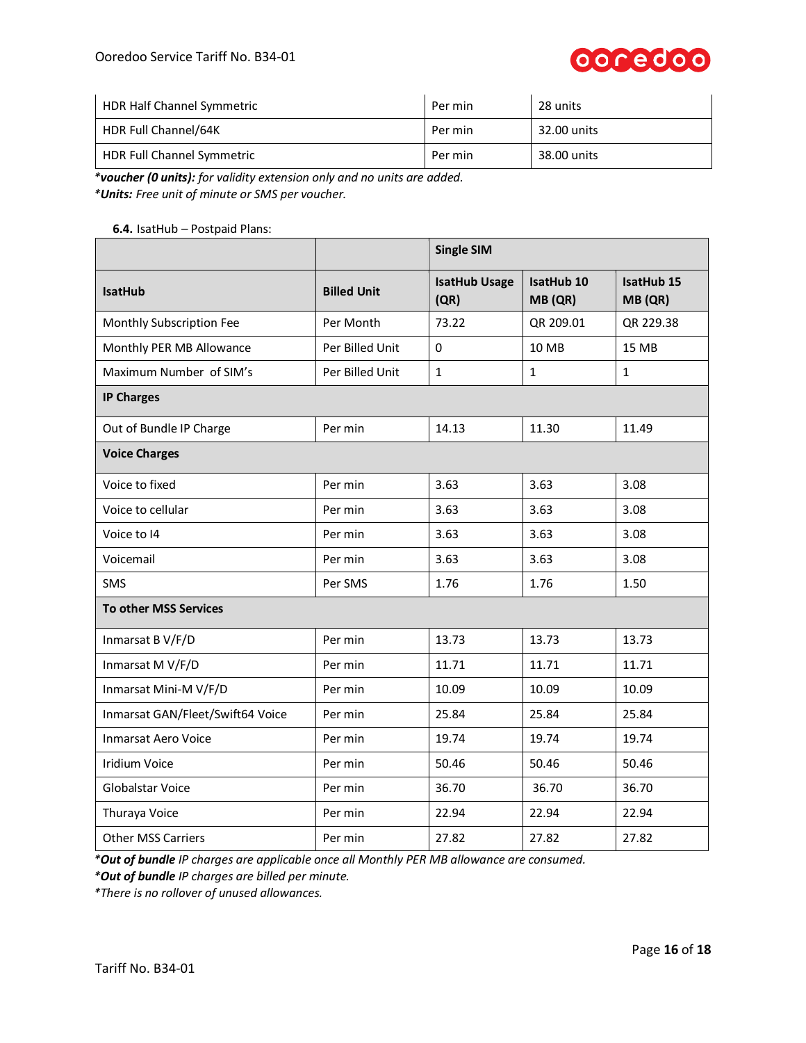| HDR Half Channel Symmetric | Per min | 28 units |
|---|---|---|
| HDR Full Channel/64K | Per min | 32.00 units |
| HDR Full Channel Symmetric | Per min | 38.00 units |

**\*voucher (0 units):** *for validity extension only and no units are added.*
**\*Units:** *Free unit of minute or SMS per voucher.*

**6.4.** IsatHub – Postpaid Plans:

| | | **Single SIM** | | |
|---|---|---|---|---|
| **IsatHub** | **Billed Unit** | **IsatHub Usage (QR)** | **IsatHub 10 MB (QR)** | **IsatHub 15 MB (QR)** |
| Monthly Subscription Fee | Per Month | 73.22 | QR 209.01 | QR 229.38 |
| Monthly PER MB Allowance | Per Billed Unit | 0 | 10 MB | 15 MB |
| Maximum Number of SIM's | Per Billed Unit | 1 | 1 | 1 |
| **IP Charges** | | | | |
| Out of Bundle IP Charge | Per min | 14.13 | 11.30 | 11.49 |
| **Voice Charges** | | | | |
| Voice to fixed | Per min | 3.63 | 3.63 | 3.08 |
| Voice to cellular | Per min | 3.63 | 3.63 | 3.08 |
| Voice to I4 | Per min | 3.63 | 3.63 | 3.08 |
| Voicemail | Per min | 3.63 | 3.63 | 3.08 |
| SMS | Per SMS | 1.76 | 1.76 | 1.50 |
| **To other MSS Services** | | | | |
| Inmarsat B V/F/D | Per min | 13.73 | 13.73 | 13.73 |
| Inmarsat M V/F/D | Per min | 11.71 | 11.71 | 11.71 |
| Inmarsat Mini-M V/F/D | Per min | 10.09 | 10.09 | 10.09 |
| Inmarsat GAN/Fleet/Swift64 Voice | Per min | 25.84 | 25.84 | 25.84 |
| Inmarsat Aero Voice | Per min | 19.74 | 19.74 | 19.74 |
| Iridium Voice | Per min | 50.46 | 50.46 | 50.46 |
| Globalstar Voice | Per min | 36.70 | 36.70 | 36.70 |
| Thuraya Voice | Per min | 22.94 | 22.94 | 22.94 |
| Other MSS Carriers | Per min | 27.82 | 27.82 | 27.82 |

*\**Out of bundle** IP charges are applicable once all Monthly PER MB allowance are consumed.*
*\**Out of bundle** IP charges are billed per minute.*
*\*There is no rollover of unused allowances.*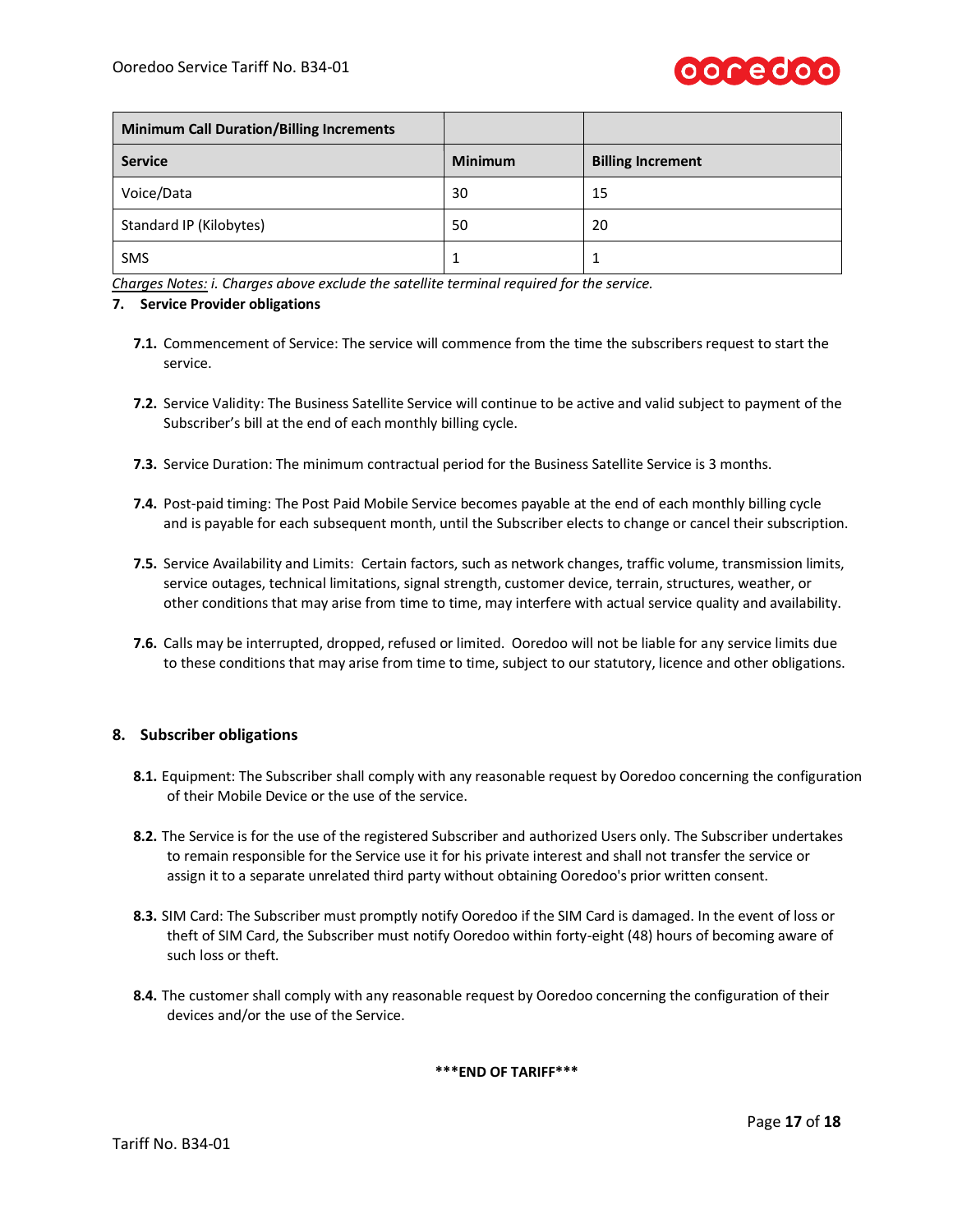| Minimum Call Duration/Billing Increments | | |
|---|---|---|
| **Service** | **Minimum** | **Billing Increment** |
| Voice/Data | 30 | 15 |
| Standard IP (Kilobytes) | 50 | 20 |
| SMS | 1 | 1 |

*Charges Notes: i. Charges above exclude the satellite terminal required for the service.*

## 7. Service Provider obligations

**7.1.** Commencement of Service: The service will commence from the time the subscribers request to start the service.

**7.2.** Service Validity: The Business Satellite Service will continue to be active and valid subject to payment of the Subscriber's bill at the end of each monthly billing cycle.

**7.3.** Service Duration: The minimum contractual period for the Business Satellite Service is 3 months.

**7.4.** Post-paid timing: The Post Paid Mobile Service becomes payable at the end of each monthly billing cycle and is payable for each subsequent month, until the Subscriber elects to change or cancel their subscription.

**7.5.** Service Availability and Limits: Certain factors, such as network changes, traffic volume, transmission limits, service outages, technical limitations, signal strength, customer device, terrain, structures, weather, or other conditions that may arise from time to time, may interfere with actual service quality and availability.

**7.6.** Calls may be interrupted, dropped, refused or limited. Ooredoo will not be liable for any service limits due to these conditions that may arise from time to time, subject to our statutory, licence and other obligations.

## 8. Subscriber obligations

**8.1.** Equipment: The Subscriber shall comply with any reasonable request by Ooredoo concerning the configuration of their Mobile Device or the use of the service.

**8.2.** The Service is for the use of the registered Subscriber and authorized Users only. The Subscriber undertakes to remain responsible for the Service use it for his private interest and shall not transfer the service or assign it to a separate unrelated third party without obtaining Ooredoo's prior written consent.

**8.3.** SIM Card: The Subscriber must promptly notify Ooredoo if the SIM Card is damaged. In the event of loss or theft of SIM Card, the Subscriber must notify Ooredoo within forty-eight (48) hours of becoming aware of such loss or theft.

**8.4.** The customer shall comply with any reasonable request by Ooredoo concerning the configuration of their devices and/or the use of the Service.

**\*\*\*END OF TARIFF\*\*\***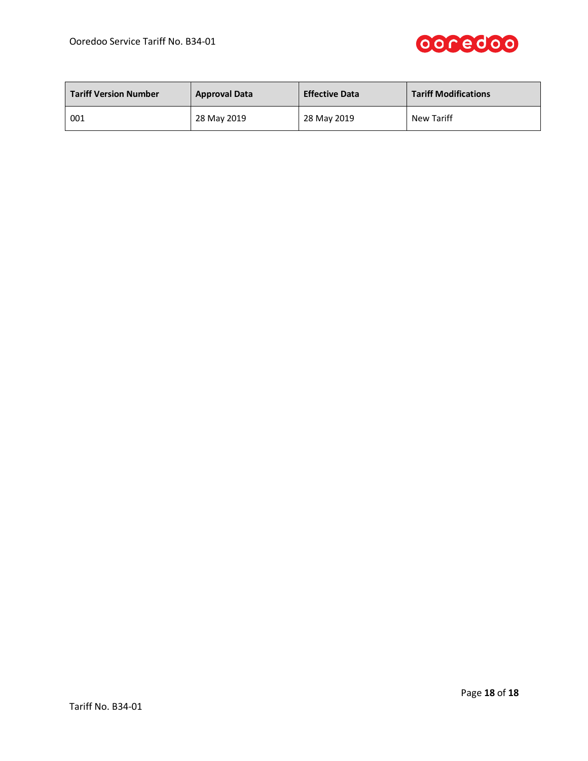| Tariff Version Number | Approval Data | Effective Data | Tariff Modifications |
| --- | --- | --- | --- |
| 001 | 28 May 2019 | 28 May 2019 | New Tariff |